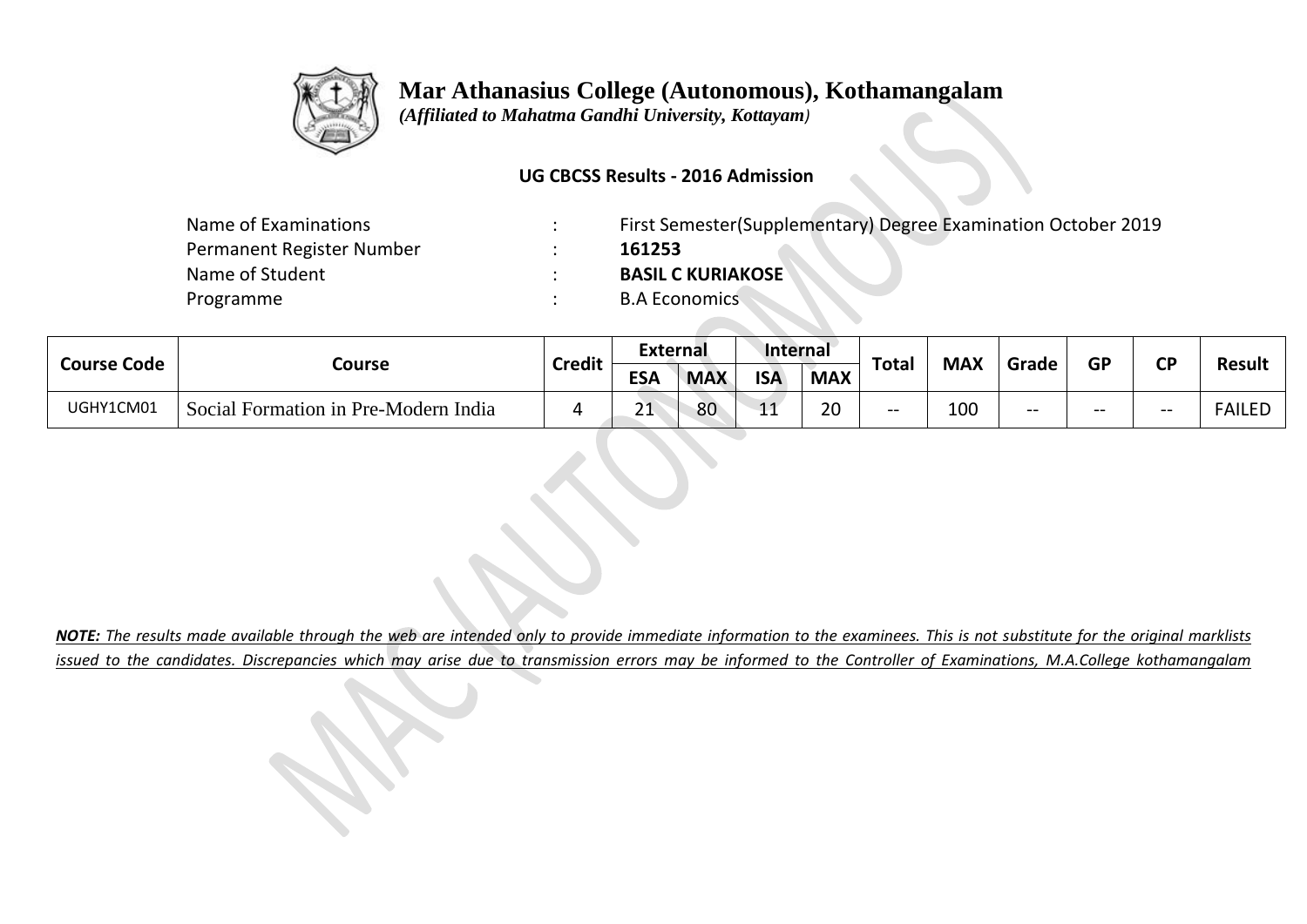# Mar Athanasius College (Autonomous), Kothamangalam

*(Affiliated to Mahatma Gandhi University, Kottayam)*

**UG CBCSS Results - 2016 Admission**

| | | |
|---|---|---|
| Name of Examinations | : | First Semester(Supplementary) Degree Examination October 2019 |
| Permanent Register Number | : | **161253** |
| Name of Student | : | **BASIL C KURIAKOSE** |
| Programme | : | B.A Economics |

| Course Code | Course | Credit | External | | Internal | | Total | MAX | Grade | GP | CP | Result |
|---|---|---|---|---|---|---|---|---|---|---|---|---|
| | | | ESA | MAX | ISA | MAX | | | | | | |
| UGHY1CM01 | Social Formation in Pre-Modern India | 4 | 21 | 80 | 11 | 20 | -- | 100 | -- | -- | -- | FAILED |

***NOTE:*** *The results made available through the web are intended only to provide immediate information to the examinees. This is not substitute for the original marklists issued to the candidates. Discrepancies which may arise due to transmission errors may be informed to the Controller of Examinations, M.A.College kothamangalam*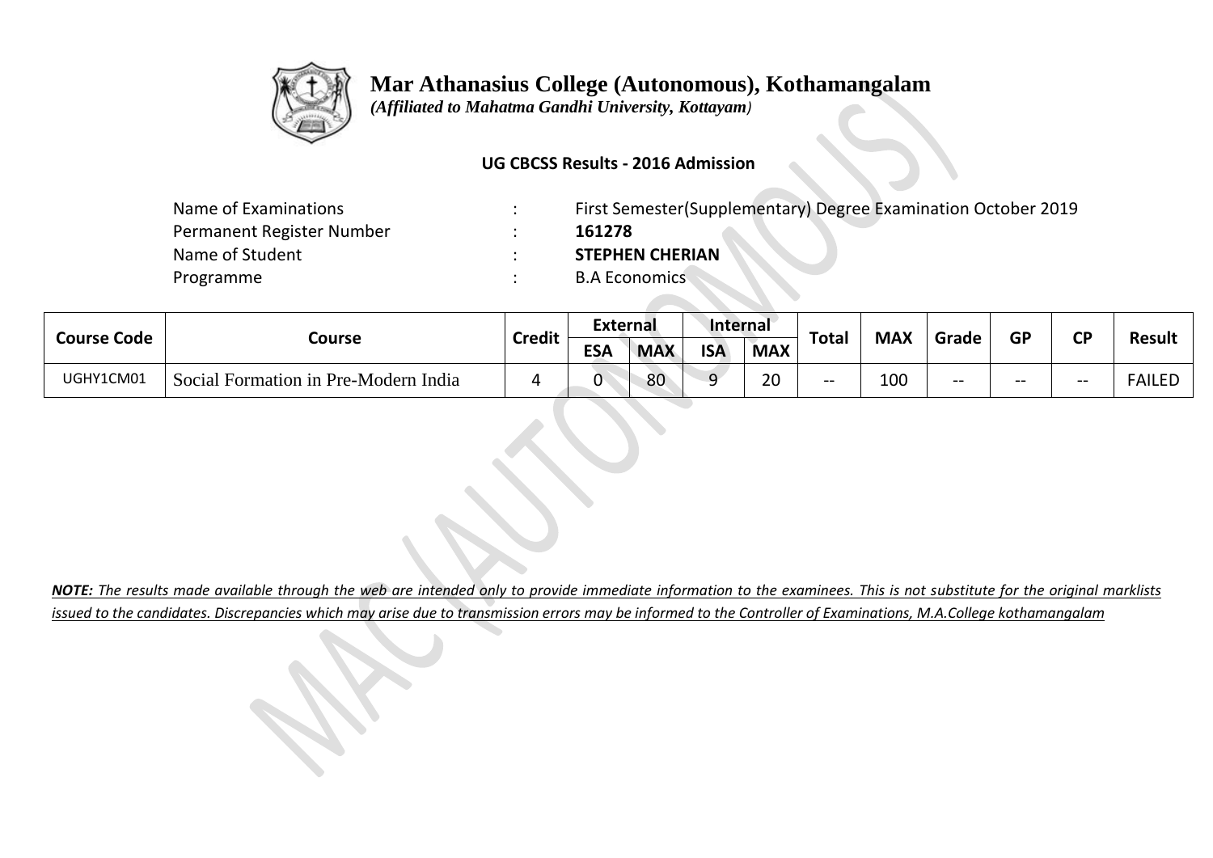# Mar Athanasius College (Autonomous), Kothamangalam

*(Affiliated to Mahatma Gandhi University, Kottayam)*

**UG CBCSS Results - 2016 Admission**

| | | |
|---|---|---|
| Name of Examinations | : | First Semester(Supplementary) Degree Examination October 2019 |
| Permanent Register Number | : | **161278** |
| Name of Student | : | **STEPHEN CHERIAN** |
| Programme | : | B.A Economics |

| Course Code | Course | Credit | External | | Internal | | Total | MAX | Grade | GP | CP | Result |
|---|---|---|---|---|---|---|---|---|---|---|---|---|
| | | | ESA | MAX | ISA | MAX | | | | | | |
| UGHY1CM01 | Social Formation in Pre-Modern India | 4 | 0 | 80 | 9 | 20 | -- | 100 | -- | -- | -- | FAILED |

***NOTE:** The results made available through the web are intended only to provide immediate information to the examinees. This is not substitute for the original marklists issued to the candidates. Discrepancies which may arise due to transmission errors may be informed to the Controller of Examinations, M.A.College kothamangalam*